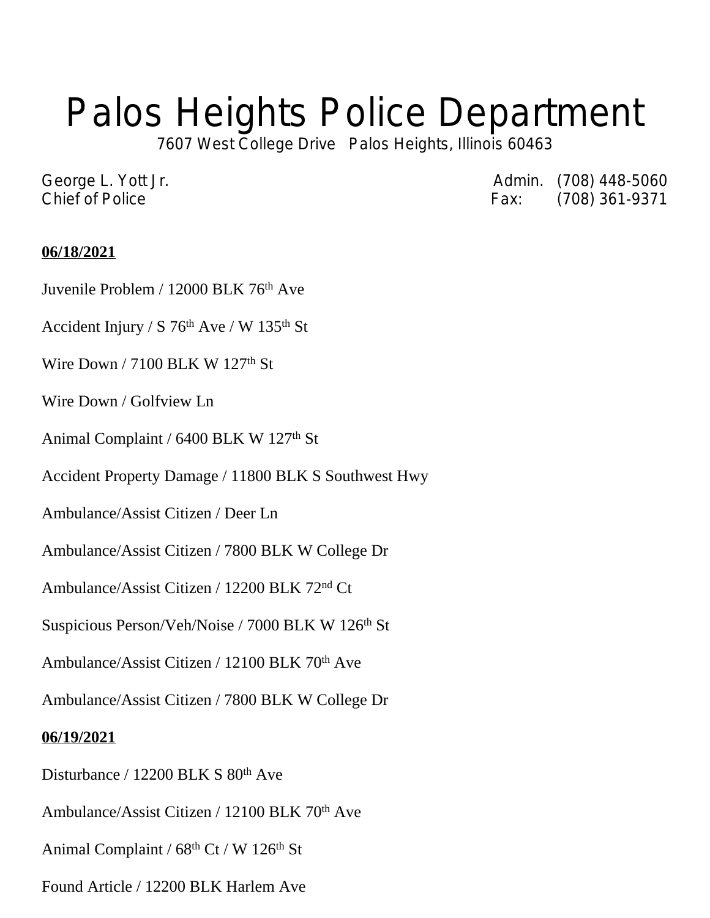# Palos Heights Police Department

7607 West College Drive Palos Heights, Illinois 60463

George L. Yott Jr.
Chief of Police

Admin. (708) 448-5060
Fax: (708) 361-9371

**06/18/2021**

Juvenile Problem / 12000 BLK 76th Ave

Accident Injury / S 76th Ave / W 135th St

Wire Down / 7100 BLK W 127th St

Wire Down / Golfview Ln

Animal Complaint / 6400 BLK W 127th St

Accident Property Damage / 11800 BLK S Southwest Hwy

Ambulance/Assist Citizen / Deer Ln

Ambulance/Assist Citizen / 7800 BLK W College Dr

Ambulance/Assist Citizen / 12200 BLK 72nd Ct

Suspicious Person/Veh/Noise / 7000 BLK W 126th St

Ambulance/Assist Citizen / 12100 BLK 70th Ave

Ambulance/Assist Citizen / 7800 BLK W College Dr

**06/19/2021**

Disturbance / 12200 BLK S 80th Ave

Ambulance/Assist Citizen / 12100 BLK 70th Ave

Animal Complaint / 68th Ct / W 126th St

Found Article / 12200 BLK Harlem Ave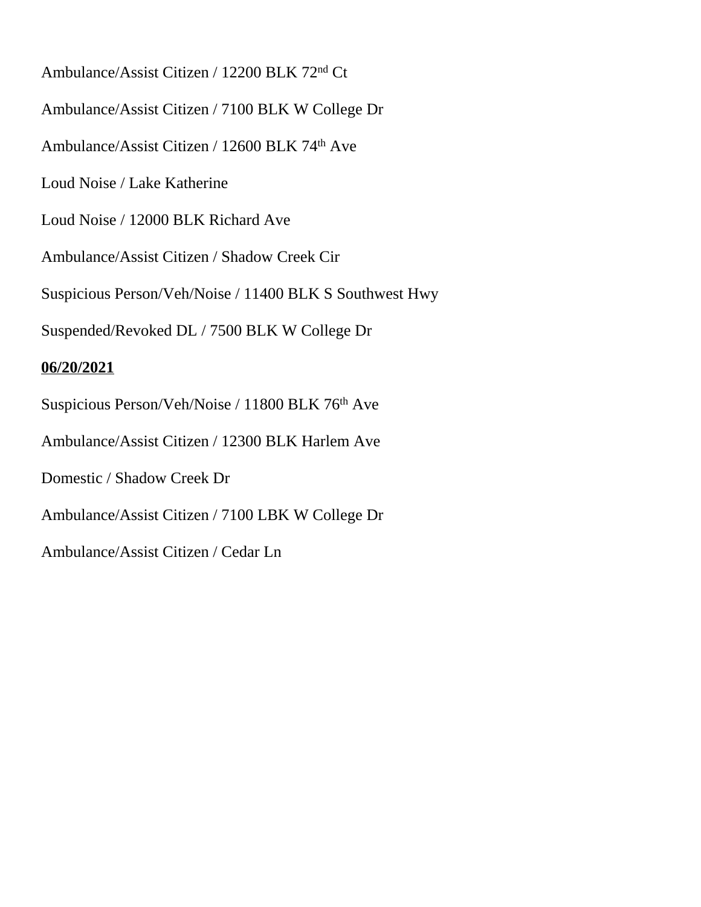Ambulance/Assist Citizen / 12200 BLK 72nd Ct

Ambulance/Assist Citizen / 7100 BLK W College Dr

Ambulance/Assist Citizen / 12600 BLK 74th Ave

Loud Noise / Lake Katherine

Loud Noise / 12000 BLK Richard Ave

Ambulance/Assist Citizen / Shadow Creek Cir

Suspicious Person/Veh/Noise / 11400 BLK S Southwest Hwy

Suspended/Revoked DL / 7500 BLK W College Dr

**06/20/2021**

Suspicious Person/Veh/Noise / 11800 BLK 76th Ave

Ambulance/Assist Citizen / 12300 BLK Harlem Ave

Domestic / Shadow Creek Dr

Ambulance/Assist Citizen / 7100 LBK W College Dr

Ambulance/Assist Citizen / Cedar Ln